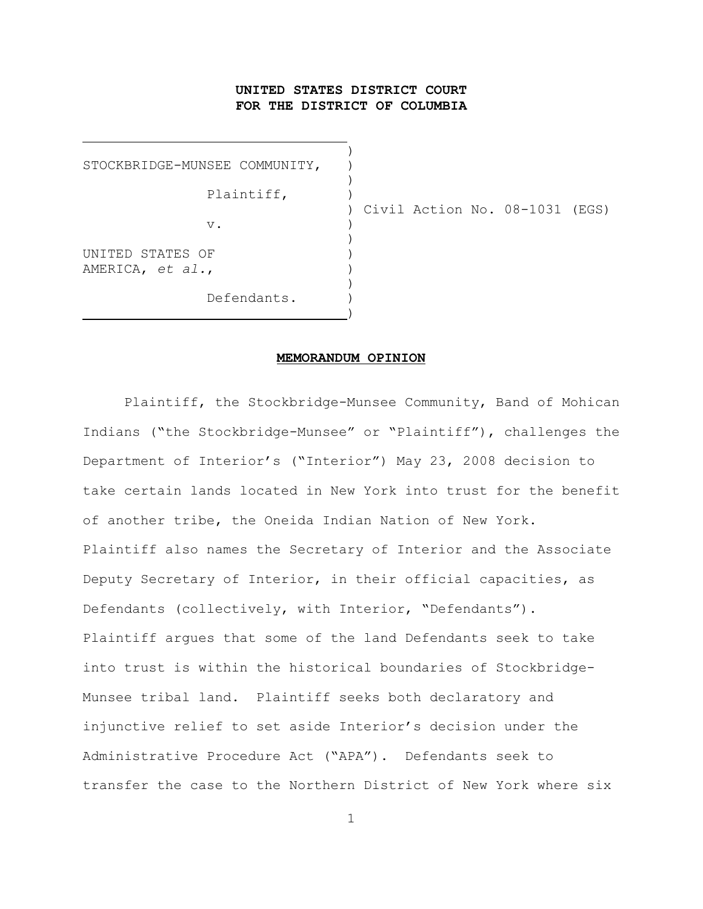**UNITED STATES DISTRICT COURT**
**FOR THE DISTRICT OF COLUMBIA**

| | |
|---|---|
| STOCKBRIDGE-MUNSEE COMMUNITY,<br><br>Plaintiff,<br><br>v.<br><br>UNITED STATES OF AMERICA, *et al.*,<br><br>Defendants. | Civil Action No. 08-1031 (EGS) |

**MEMORANDUM OPINION**

Plaintiff, the Stockbridge-Munsee Community, Band of Mohican Indians ("the Stockbridge-Munsee" or "Plaintiff"), challenges the Department of Interior's ("Interior") May 23, 2008 decision to take certain lands located in New York into trust for the benefit of another tribe, the Oneida Indian Nation of New York. Plaintiff also names the Secretary of Interior and the Associate Deputy Secretary of Interior, in their official capacities, as Defendants (collectively, with Interior, "Defendants"). Plaintiff argues that some of the land Defendants seek to take into trust is within the historical boundaries of Stockbridge-Munsee tribal land. Plaintiff seeks both declaratory and injunctive relief to set aside Interior's decision under the Administrative Procedure Act ("APA"). Defendants seek to transfer the case to the Northern District of New York where six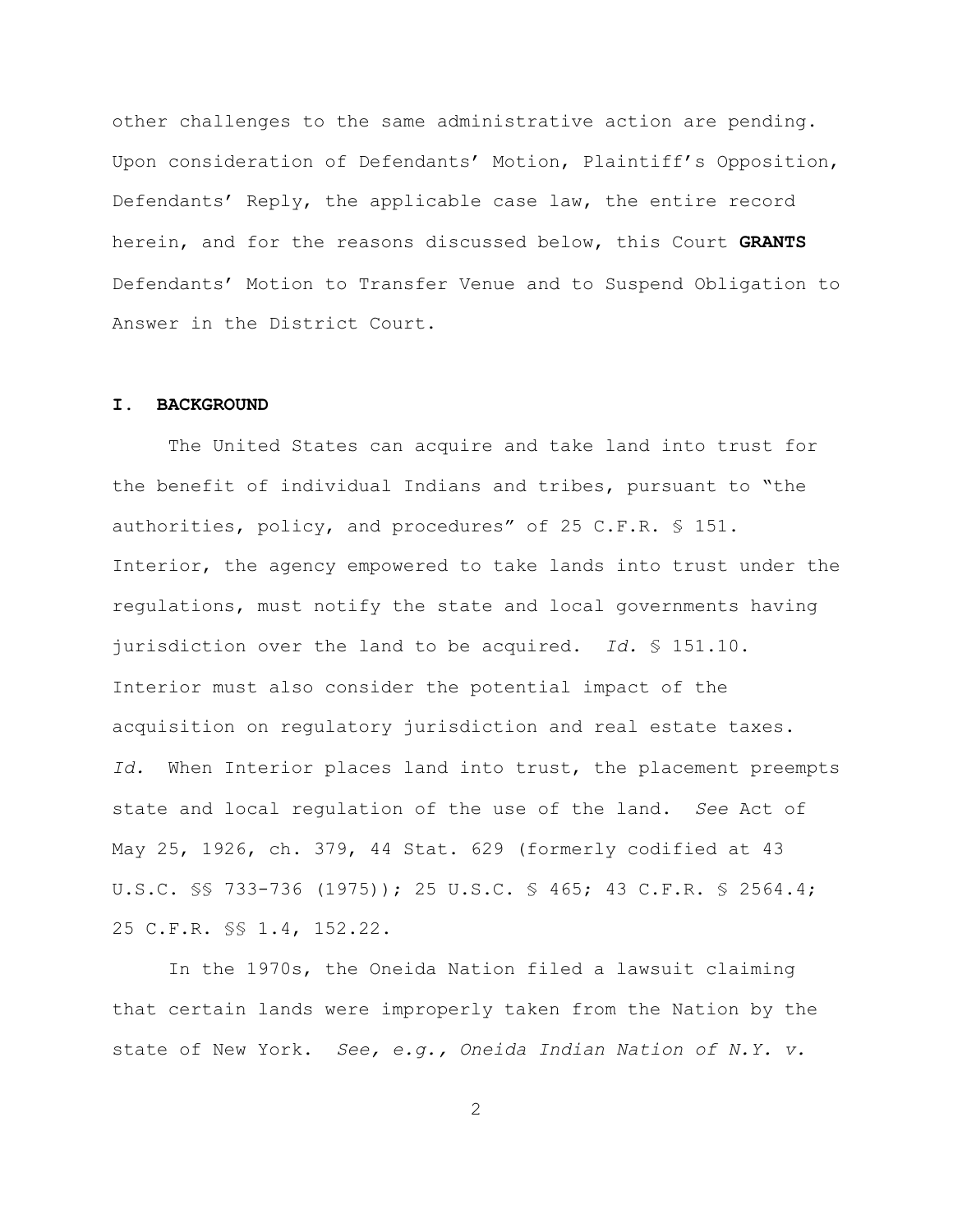other challenges to the same administrative action are pending. Upon consideration of Defendants' Motion, Plaintiff's Opposition, Defendants' Reply, the applicable case law, the entire record herein, and for the reasons discussed below, this Court **GRANTS** Defendants' Motion to Transfer Venue and to Suspend Obligation to Answer in the District Court.

## I. BACKGROUND

The United States can acquire and take land into trust for the benefit of individual Indians and tribes, pursuant to "the authorities, policy, and procedures" of 25 C.F.R. § 151. Interior, the agency empowered to take lands into trust under the regulations, must notify the state and local governments having jurisdiction over the land to be acquired. *Id.* § 151.10. Interior must also consider the potential impact of the acquisition on regulatory jurisdiction and real estate taxes. *Id.* When Interior places land into trust, the placement preempts state and local regulation of the use of the land. *See* Act of May 25, 1926, ch. 379, 44 Stat. 629 (formerly codified at 43 U.S.C. §§ 733-736 (1975)); 25 U.S.C. § 465; 43 C.F.R. § 2564.4; 25 C.F.R. §§ 1.4, 152.22.

In the 1970s, the Oneida Nation filed a lawsuit claiming that certain lands were improperly taken from the Nation by the state of New York. *See, e.g., Oneida Indian Nation of N.Y. v.*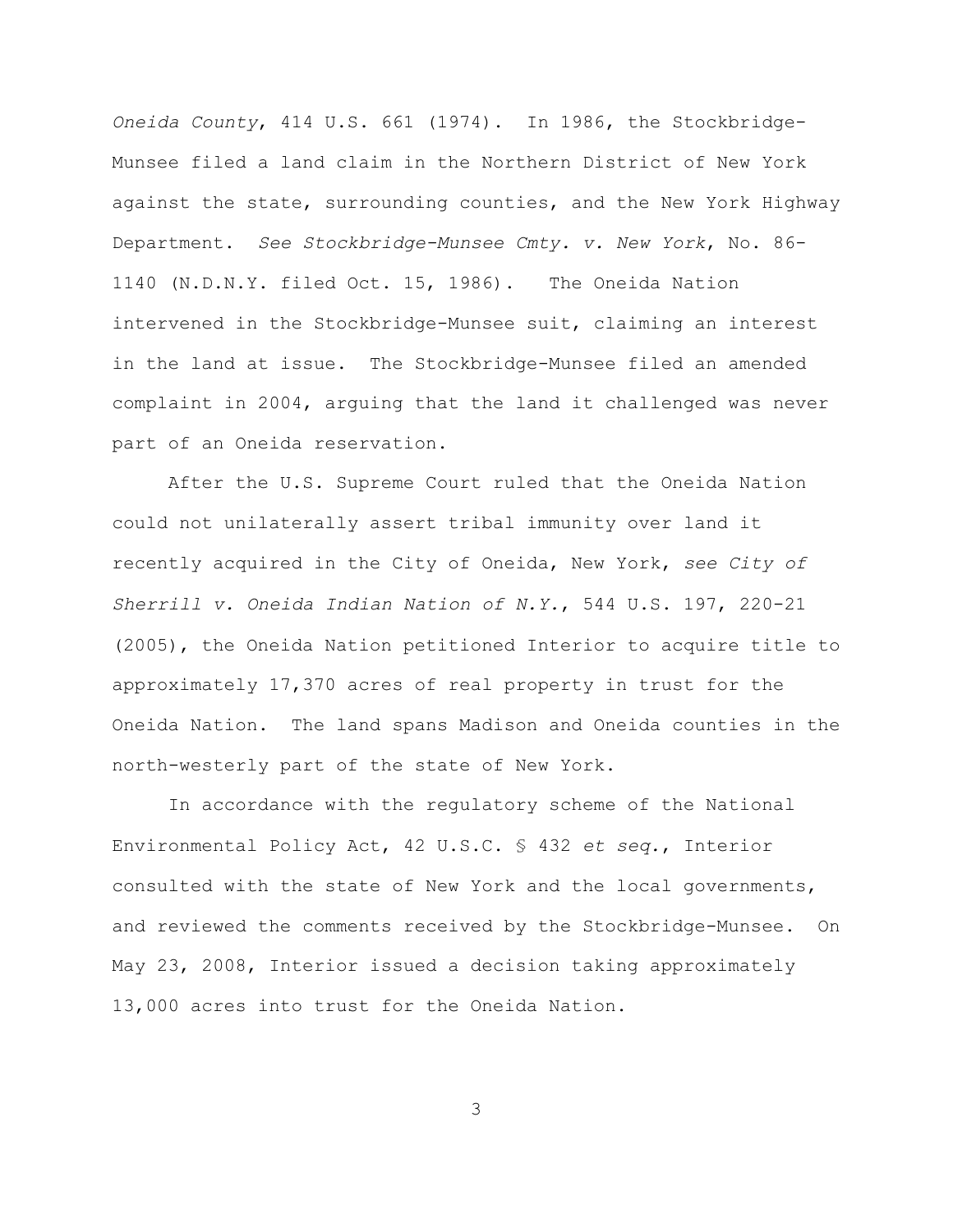*Oneida County*, 414 U.S. 661 (1974). In 1986, the Stockbridge-Munsee filed a land claim in the Northern District of New York against the state, surrounding counties, and the New York Highway Department. *See Stockbridge-Munsee Cmty. v. New York*, No. 86-1140 (N.D.N.Y. filed Oct. 15, 1986). The Oneida Nation intervened in the Stockbridge-Munsee suit, claiming an interest in the land at issue. The Stockbridge-Munsee filed an amended complaint in 2004, arguing that the land it challenged was never part of an Oneida reservation.

After the U.S. Supreme Court ruled that the Oneida Nation could not unilaterally assert tribal immunity over land it recently acquired in the City of Oneida, New York, *see City of Sherrill v. Oneida Indian Nation of N.Y.*, 544 U.S. 197, 220-21 (2005), the Oneida Nation petitioned Interior to acquire title to approximately 17,370 acres of real property in trust for the Oneida Nation. The land spans Madison and Oneida counties in the north-westerly part of the state of New York.

In accordance with the regulatory scheme of the National Environmental Policy Act, 42 U.S.C. § 432 *et seq.*, Interior consulted with the state of New York and the local governments, and reviewed the comments received by the Stockbridge-Munsee. On May 23, 2008, Interior issued a decision taking approximately 13,000 acres into trust for the Oneida Nation.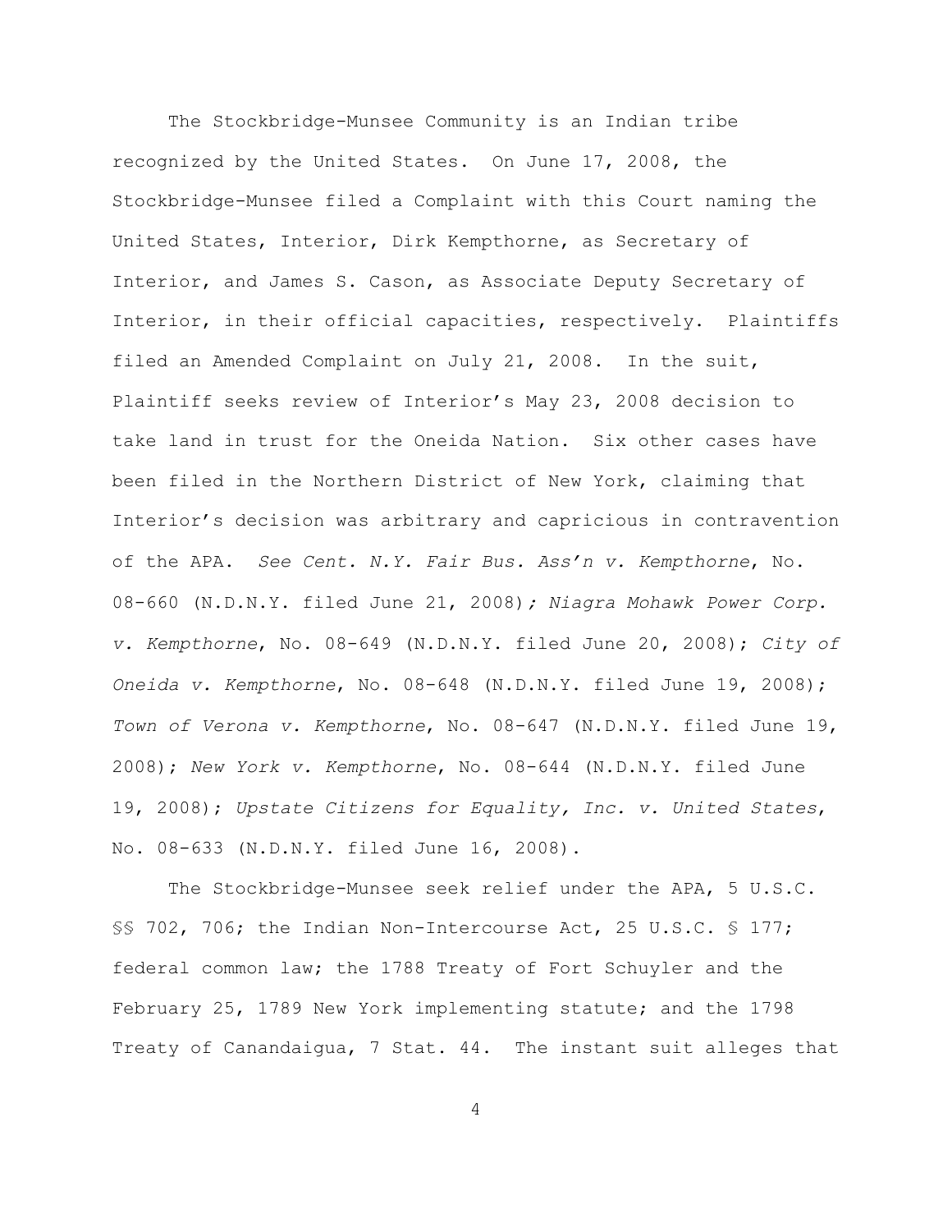The Stockbridge-Munsee Community is an Indian tribe recognized by the United States. On June 17, 2008, the Stockbridge-Munsee filed a Complaint with this Court naming the United States, Interior, Dirk Kempthorne, as Secretary of Interior, and James S. Cason, as Associate Deputy Secretary of Interior, in their official capacities, respectively. Plaintiffs filed an Amended Complaint on July 21, 2008. In the suit, Plaintiff seeks review of Interior's May 23, 2008 decision to take land in trust for the Oneida Nation. Six other cases have been filed in the Northern District of New York, claiming that Interior's decision was arbitrary and capricious in contravention of the APA. *See Cent. N.Y. Fair Bus. Ass'n v. Kempthorne*, No. 08-660 (N.D.N.Y. filed June 21, 2008)*; Niagra Mohawk Power Corp. v. Kempthorne*, No. 08-649 (N.D.N.Y. filed June 20, 2008); *City of Oneida v. Kempthorne*, No. 08-648 (N.D.N.Y. filed June 19, 2008); *Town of Verona v. Kempthorne*, No. 08-647 (N.D.N.Y. filed June 19, 2008); *New York v. Kempthorne*, No. 08-644 (N.D.N.Y. filed June 19, 2008); *Upstate Citizens for Equality, Inc. v. United States*, No. 08-633 (N.D.N.Y. filed June 16, 2008).

The Stockbridge-Munsee seek relief under the APA, 5 U.S.C. §§ 702, 706; the Indian Non-Intercourse Act, 25 U.S.C. § 177; federal common law; the 1788 Treaty of Fort Schuyler and the February 25, 1789 New York implementing statute; and the 1798 Treaty of Canandaigua, 7 Stat. 44. The instant suit alleges that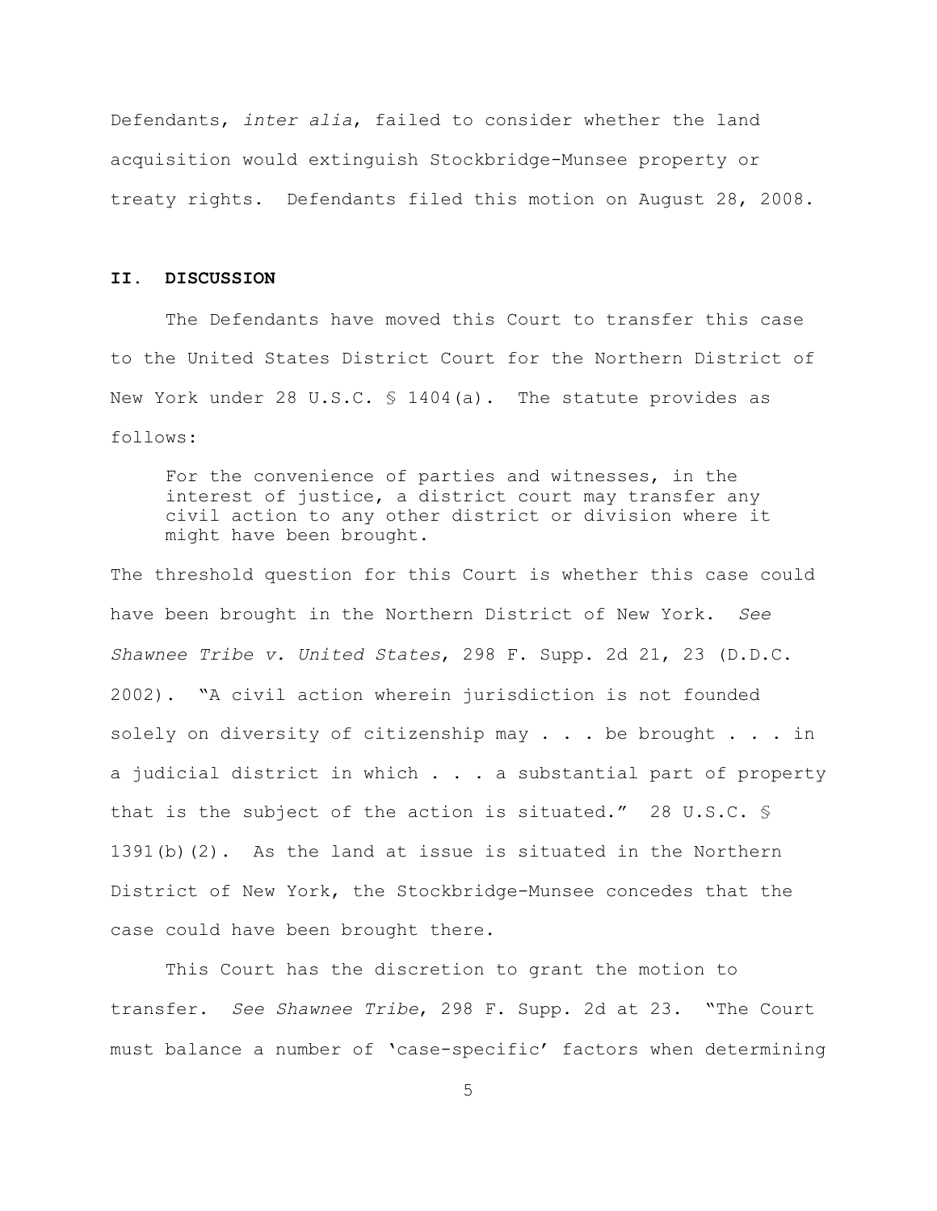Defendants, *inter alia*, failed to consider whether the land acquisition would extinguish Stockbridge-Munsee property or treaty rights. Defendants filed this motion on August 28, 2008.

## II. DISCUSSION

The Defendants have moved this Court to transfer this case to the United States District Court for the Northern District of New York under 28 U.S.C. § 1404(a). The statute provides as follows:

> For the convenience of parties and witnesses, in the interest of justice, a district court may transfer any civil action to any other district or division where it might have been brought.

The threshold question for this Court is whether this case could have been brought in the Northern District of New York. *See Shawnee Tribe v. United States*, 298 F. Supp. 2d 21, 23 (D.D.C. 2002). "A civil action wherein jurisdiction is not founded solely on diversity of citizenship may . . . be brought . . . in a judicial district in which . . . a substantial part of property that is the subject of the action is situated." 28 U.S.C. § 1391(b)(2). As the land at issue is situated in the Northern District of New York, the Stockbridge-Munsee concedes that the case could have been brought there.

This Court has the discretion to grant the motion to transfer. *See Shawnee Tribe*, 298 F. Supp. 2d at 23. "The Court must balance a number of 'case-specific' factors when determining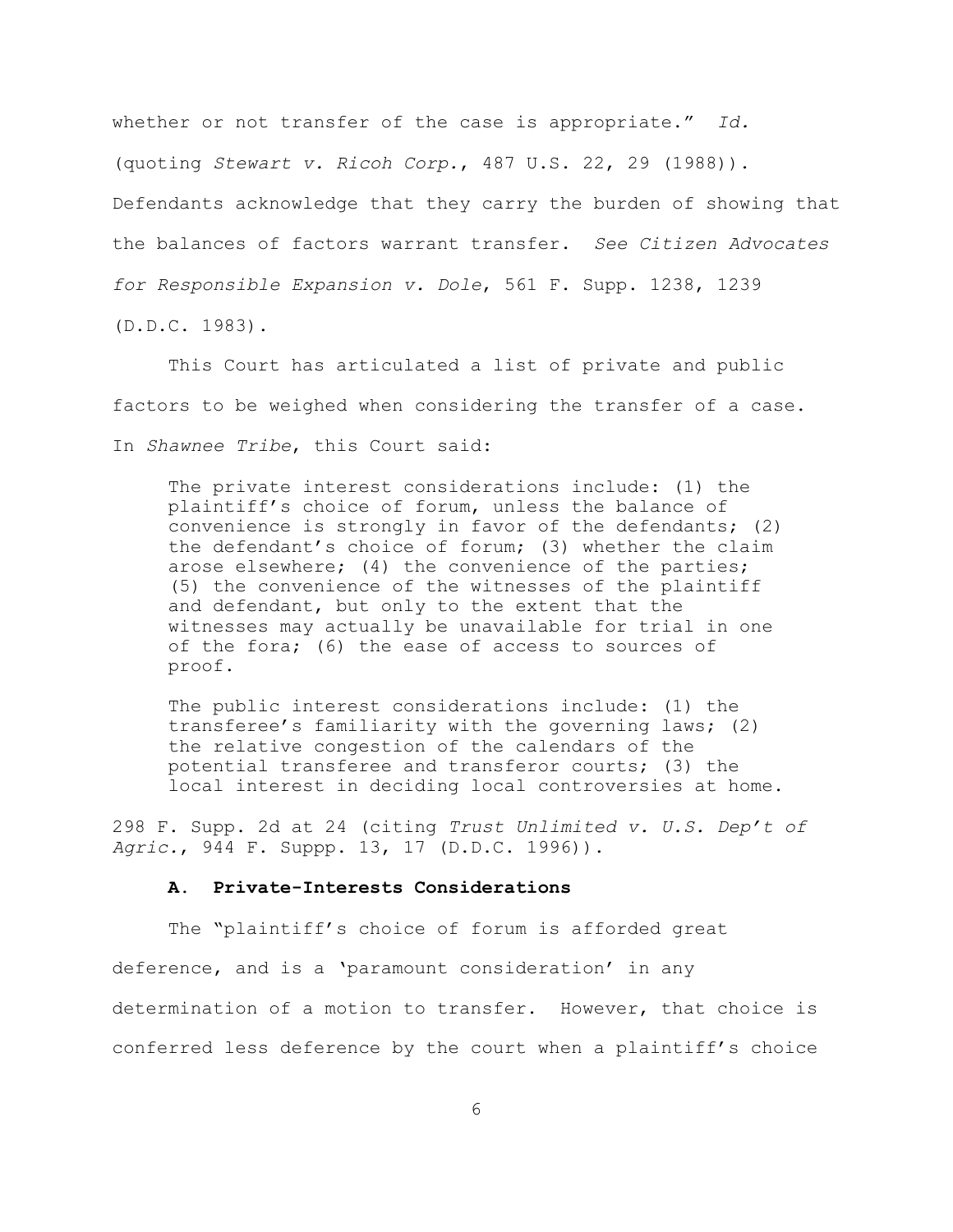whether or not transfer of the case is appropriate." *Id.* (quoting *Stewart v. Ricoh Corp.*, 487 U.S. 22, 29 (1988)). Defendants acknowledge that they carry the burden of showing that the balances of factors warrant transfer. *See Citizen Advocates for Responsible Expansion v. Dole*, 561 F. Supp. 1238, 1239 (D.D.C. 1983).

This Court has articulated a list of private and public factors to be weighed when considering the transfer of a case. In *Shawnee Tribe*, this Court said:

> The private interest considerations include: (1) the plaintiff's choice of forum, unless the balance of convenience is strongly in favor of the defendants; (2) the defendant's choice of forum; (3) whether the claim arose elsewhere; (4) the convenience of the parties; (5) the convenience of the witnesses of the plaintiff and defendant, but only to the extent that the witnesses may actually be unavailable for trial in one of the fora; (6) the ease of access to sources of proof.
>
> The public interest considerations include: (1) the transferee's familiarity with the governing laws; (2) the relative congestion of the calendars of the potential transferee and transferor courts; (3) the local interest in deciding local controversies at home.

298 F. Supp. 2d at 24 (citing *Trust Unlimited v. U.S. Dep't of Agric.*, 944 F. Suppp. 13, 17 (D.D.C. 1996)).

### A. Private-Interests Considerations

The "plaintiff's choice of forum is afforded great deference, and is a 'paramount consideration' in any determination of a motion to transfer. However, that choice is conferred less deference by the court when a plaintiff's choice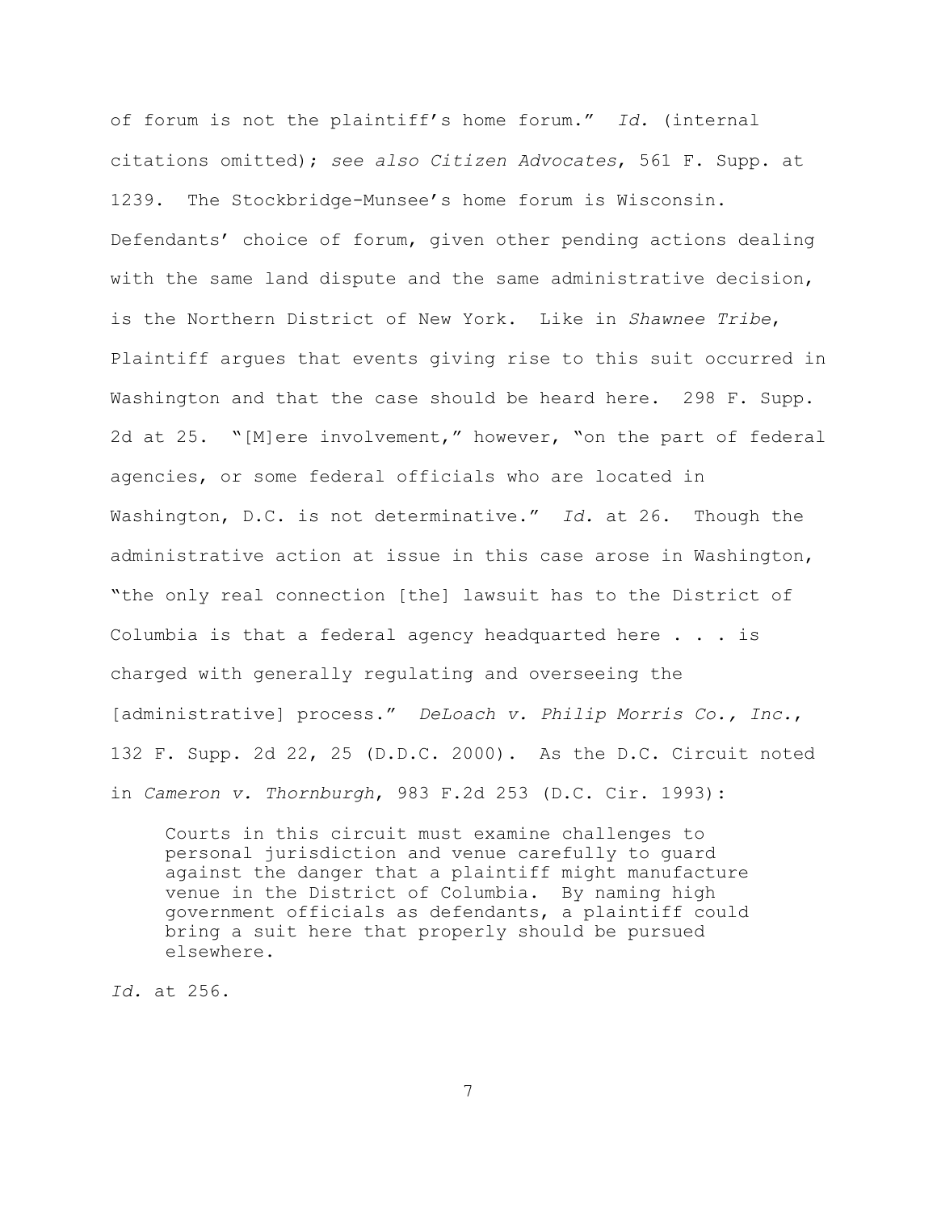of forum is not the plaintiff's home forum." *Id.* (internal citations omitted); *see also Citizen Advocates*, 561 F. Supp. at 1239. The Stockbridge-Munsee's home forum is Wisconsin. Defendants' choice of forum, given other pending actions dealing with the same land dispute and the same administrative decision, is the Northern District of New York. Like in *Shawnee Tribe*, Plaintiff argues that events giving rise to this suit occurred in Washington and that the case should be heard here. 298 F. Supp. 2d at 25. "[M]ere involvement," however, "on the part of federal agencies, or some federal officials who are located in Washington, D.C. is not determinative." *Id.* at 26. Though the administrative action at issue in this case arose in Washington, "the only real connection [the] lawsuit has to the District of Columbia is that a federal agency headquarted here . . . is charged with generally regulating and overseeing the [administrative] process." *DeLoach v. Philip Morris Co., Inc.*, 132 F. Supp. 2d 22, 25 (D.D.C. 2000). As the D.C. Circuit noted in *Cameron v. Thornburgh*, 983 F.2d 253 (D.C. Cir. 1993):

> Courts in this circuit must examine challenges to personal jurisdiction and venue carefully to guard against the danger that a plaintiff might manufacture venue in the District of Columbia. By naming high government officials as defendants, a plaintiff could bring a suit here that properly should be pursued elsewhere.

*Id.* at 256.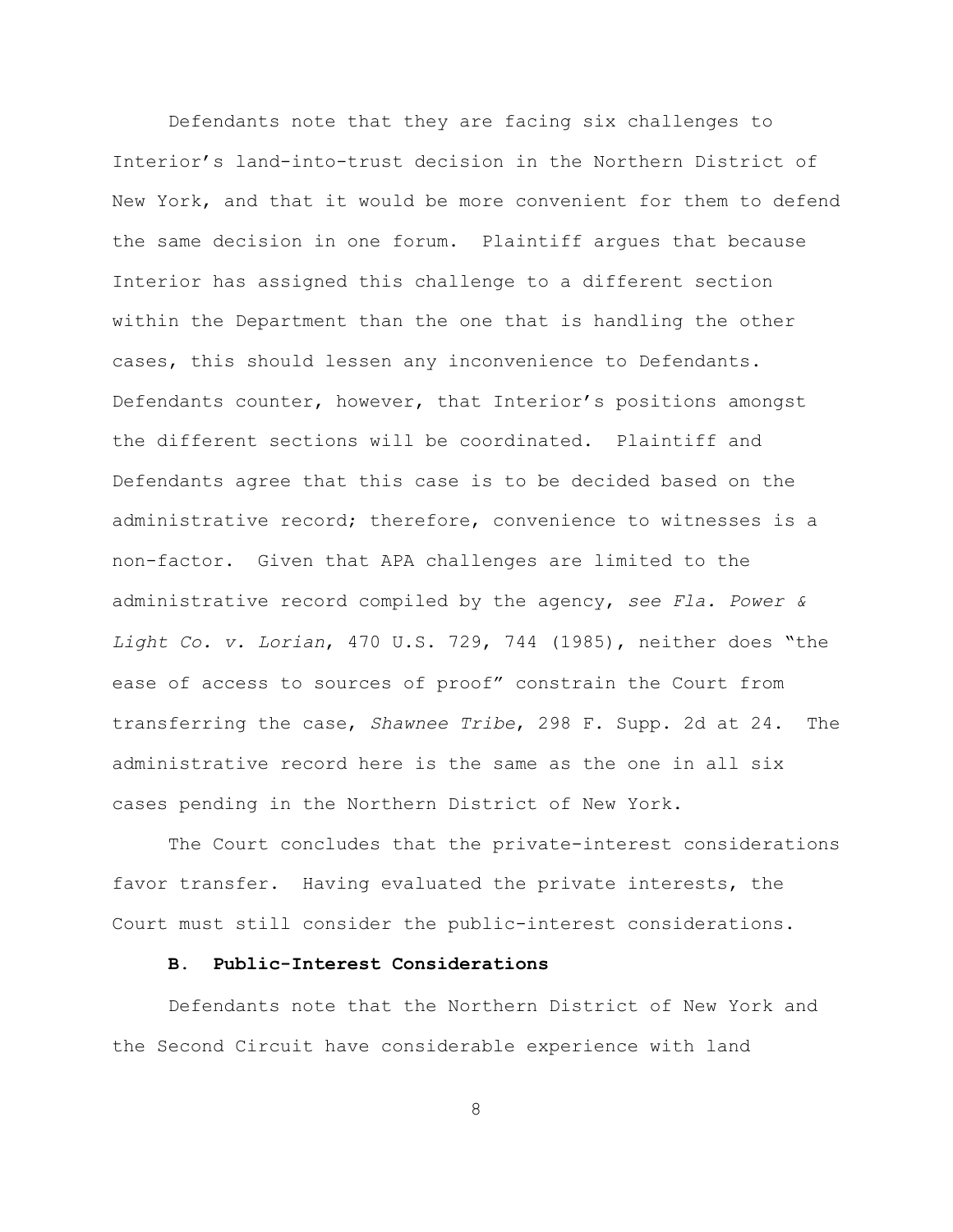Defendants note that they are facing six challenges to Interior's land-into-trust decision in the Northern District of New York, and that it would be more convenient for them to defend the same decision in one forum. Plaintiff argues that because Interior has assigned this challenge to a different section within the Department than the one that is handling the other cases, this should lessen any inconvenience to Defendants. Defendants counter, however, that Interior's positions amongst the different sections will be coordinated. Plaintiff and Defendants agree that this case is to be decided based on the administrative record; therefore, convenience to witnesses is a non-factor. Given that APA challenges are limited to the administrative record compiled by the agency, *see Fla. Power & Light Co. v. Lorian*, 470 U.S. 729, 744 (1985), neither does "the ease of access to sources of proof" constrain the Court from transferring the case, *Shawnee Tribe*, 298 F. Supp. 2d at 24. The administrative record here is the same as the one in all six cases pending in the Northern District of New York.

The Court concludes that the private-interest considerations favor transfer. Having evaluated the private interests, the Court must still consider the public-interest considerations.

### B. Public-Interest Considerations

Defendants note that the Northern District of New York and the Second Circuit have considerable experience with land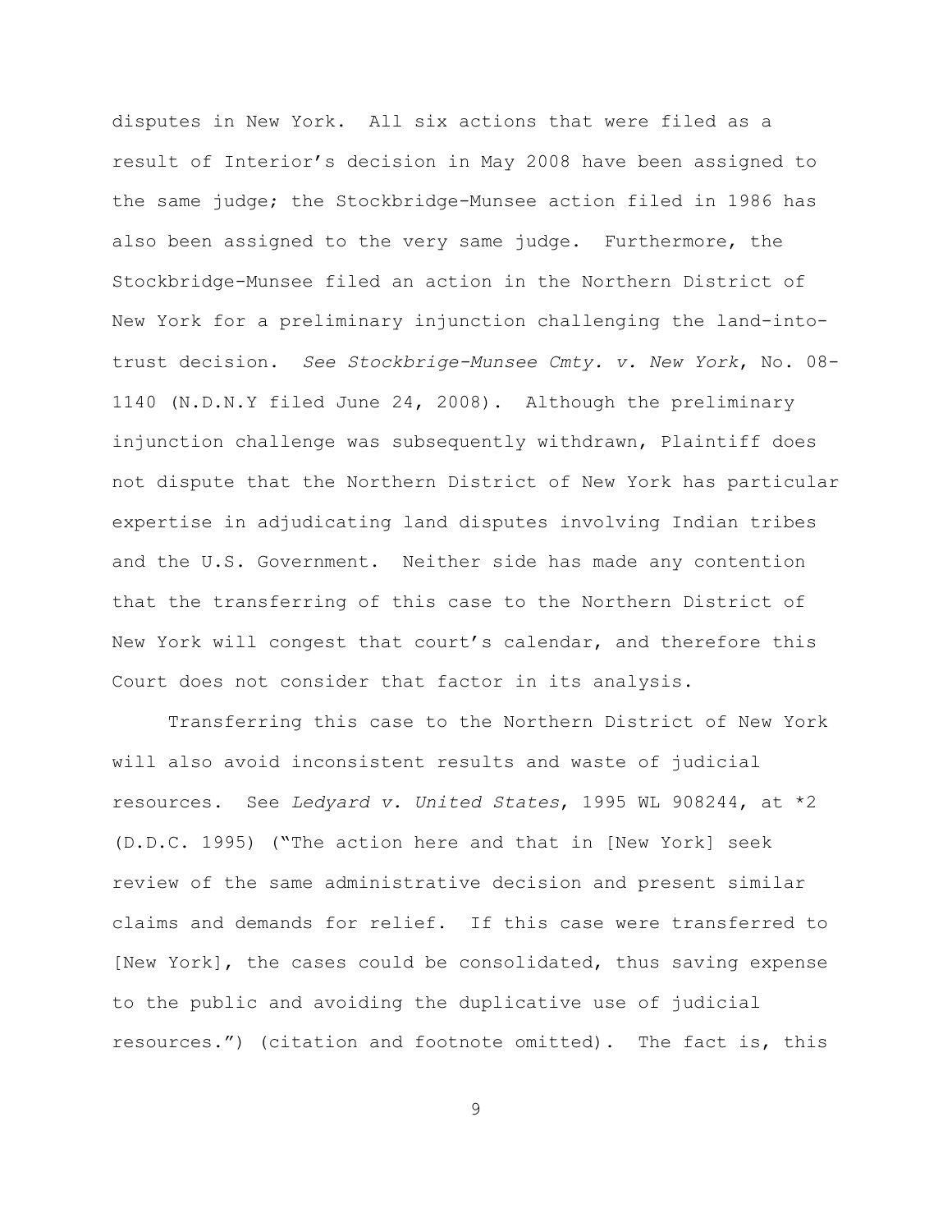disputes in New York. All six actions that were filed as a result of Interior's decision in May 2008 have been assigned to the same judge; the Stockbridge-Munsee action filed in 1986 has also been assigned to the very same judge. Furthermore, the Stockbridge-Munsee filed an action in the Northern District of New York for a preliminary injunction challenging the land-into-trust decision. *See Stockbrige-Munsee Cmty. v. New York*, No. 08-1140 (N.D.N.Y filed June 24, 2008). Although the preliminary injunction challenge was subsequently withdrawn, Plaintiff does not dispute that the Northern District of New York has particular expertise in adjudicating land disputes involving Indian tribes and the U.S. Government. Neither side has made any contention that the transferring of this case to the Northern District of New York will congest that court's calendar, and therefore this Court does not consider that factor in its analysis.

Transferring this case to the Northern District of New York will also avoid inconsistent results and waste of judicial resources. See *Ledyard v. United States*, 1995 WL 908244, at *2 (D.D.C. 1995) ("The action here and that in [New York] seek review of the same administrative decision and present similar claims and demands for relief. If this case were transferred to [New York], the cases could be consolidated, thus saving expense to the public and avoiding the duplicative use of judicial resources.") (citation and footnote omitted). The fact is, this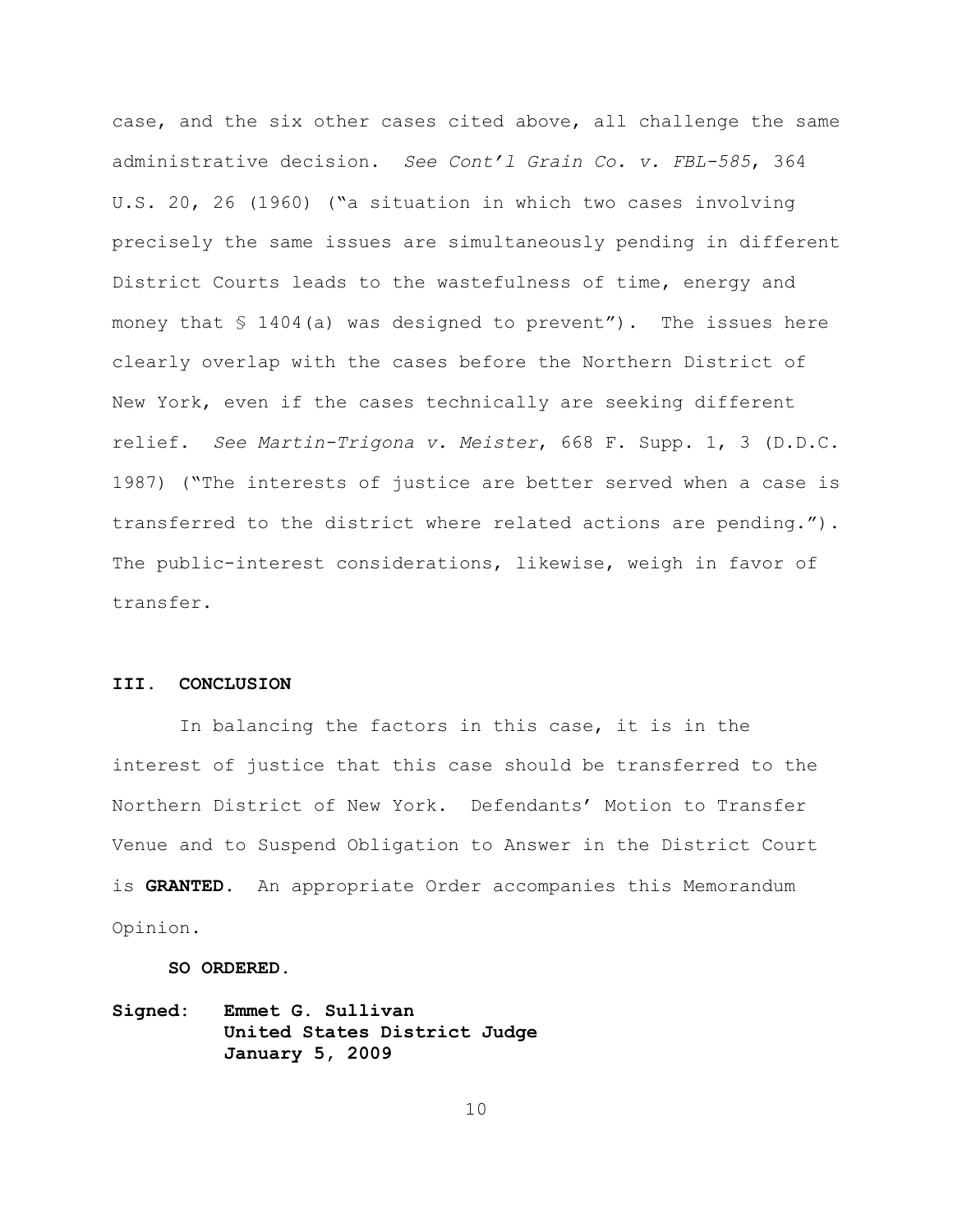case, and the six other cases cited above, all challenge the same administrative decision. *See Cont'l Grain Co. v. FBL-585*, 364 U.S. 20, 26 (1960) ("a situation in which two cases involving precisely the same issues are simultaneously pending in different District Courts leads to the wastefulness of time, energy and money that § 1404(a) was designed to prevent"). The issues here clearly overlap with the cases before the Northern District of New York, even if the cases technically are seeking different relief. *See Martin-Trigona v. Meister*, 668 F. Supp. 1, 3 (D.D.C. 1987) ("The interests of justice are better served when a case is transferred to the district where related actions are pending."). The public-interest considerations, likewise, weigh in favor of transfer.

## III. CONCLUSION

In balancing the factors in this case, it is in the interest of justice that this case should be transferred to the Northern District of New York. Defendants' Motion to Transfer Venue and to Suspend Obligation to Answer in the District Court is **GRANTED**. An appropriate Order accompanies this Memorandum Opinion.

**SO ORDERED.**

**Signed: Emmet G. Sullivan**
**United States District Judge**
**January 5, 2009**